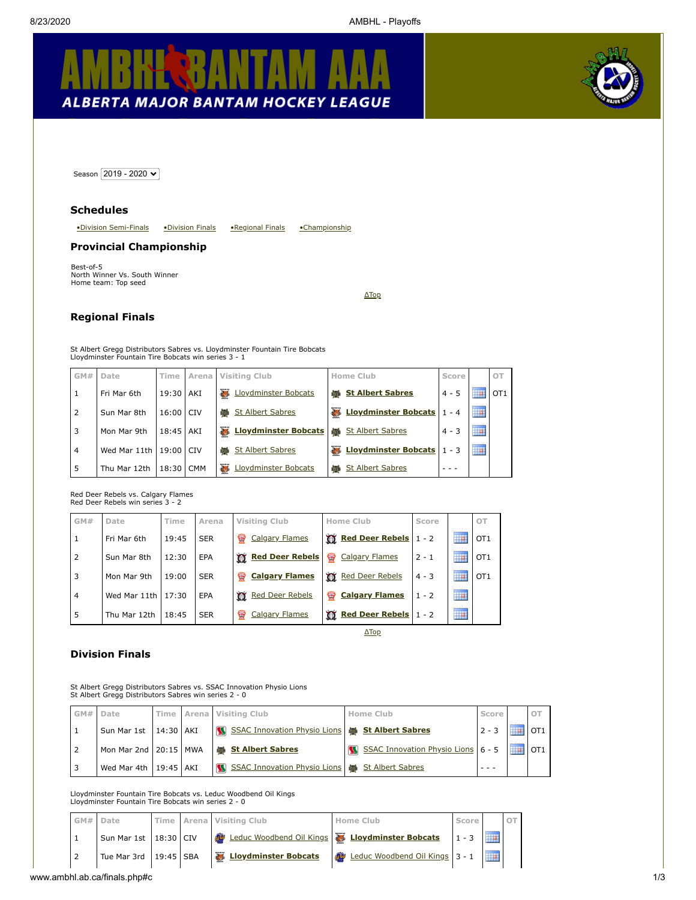Season 2019 - 2020

## Schedules

•Division Semi-Finals •Division Finals •Regional Finals •Championship

## Provincial Championship

Best-of-5
North Winner Vs. South Winner
Home team: Top seed

ΔTop

## Regional Finals

St Albert Gregg Distributors Sabres vs. Lloydminster Fountain Tire Bobcats
Lloydminster Fountain Tire Bobcats win series 3 - 1

| GM# | Date | Time | Arena | Visiting Club | Home Club | Score | | OT |
|---|---|---|---|---|---|---|---|---|
| 1 | Fri Mar 6th | 19:30 | AKI | Lloydminster Bobcats | **St Albert Sabres** | 4 - 5 | | OT1 |
| 2 | Sun Mar 8th | 16:00 | CIV | St Albert Sabres | **Lloydminster Bobcats** | 1 - 4 | | |
| 3 | Mon Mar 9th | 18:45 | AKI | **Lloydminster Bobcats** | St Albert Sabres | 4 - 3 | | |
| 4 | Wed Mar 11th | 19:00 | CIV | St Albert Sabres | **Lloydminster Bobcats** | 1 - 3 | | |
| 5 | Thu Mar 12th | 18:30 | CMM | Lloydminster Bobcats | St Albert Sabres | - - - | | |

Red Deer Rebels vs. Calgary Flames
Red Deer Rebels win series 3 - 2

| GM# | Date | Time | Arena | Visiting Club | Home Club | Score | | OT |
|---|---|---|---|---|---|---|---|---|
| 1 | Fri Mar 6th | 19:45 | SER | Calgary Flames | **Red Deer Rebels** | 1 - 2 | | OT1 |
| 2 | Sun Mar 8th | 12:30 | EPA | **Red Deer Rebels** | Calgary Flames | 2 - 1 | | OT1 |
| 3 | Mon Mar 9th | 19:00 | SER | **Calgary Flames** | Red Deer Rebels | 4 - 3 | | OT1 |
| 4 | Wed Mar 11th | 17:30 | EPA | Red Deer Rebels | **Calgary Flames** | 1 - 2 | | |
| 5 | Thu Mar 12th | 18:45 | SER | Calgary Flames | **Red Deer Rebels** | 1 - 2 | | |

ΔTop

## Division Finals

St Albert Gregg Distributors Sabres vs. SSAC Innovation Physio Lions
St Albert Gregg Distributors Sabres win series 2 - 0

| GM# | Date | Time | Arena | Visiting Club | Home Club | Score | | OT |
|---|---|---|---|---|---|---|---|---|
| 1 | Sun Mar 1st | 14:30 | AKI | SSAC Innovation Physio Lions | **St Albert Sabres** | 2 - 3 | | OT1 |
| 2 | Mon Mar 2nd | 20:15 | MWA | **St Albert Sabres** | SSAC Innovation Physio Lions | 6 - 5 | | OT1 |
| 3 | Wed Mar 4th | 19:45 | AKI | SSAC Innovation Physio Lions | St Albert Sabres | - - - | | |

Lloydminster Fountain Tire Bobcats vs. Leduc Woodbend Oil Kings
Lloydminster Fountain Tire Bobcats win series 2 - 0

| GM# | Date | Time | Arena | Visiting Club | Home Club | Score | | OT |
|---|---|---|---|---|---|---|---|---|
| 1 | Sun Mar 1st | 18:30 | CIV | Leduc Woodbend Oil Kings | **Lloydminster Bobcats** | 1 - 3 | | |
| 2 | Tue Mar 3rd | 19:45 | SBA | **Lloydminster Bobcats** | Leduc Woodbend Oil Kings | 3 - 1 | | |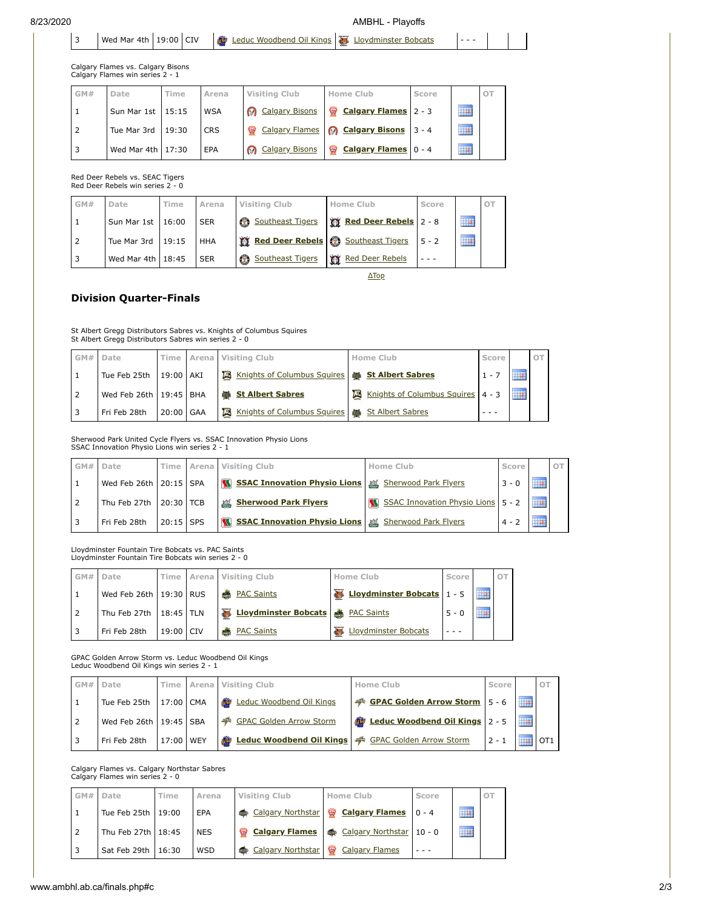| 3 | Wed Mar 4th | 19:00 | CIV | Leduc Woodbend Oil Kings | Lloydminster Bobcats | - - - | | |
|---|---|---|---|---|---|---|---|---|

Calgary Flames vs. Calgary Bisons
Calgary Flames win series 2 - 1

| GM# | Date | Time | Arena | Visiting Club | Home Club | Score | | OT |
|---|---|---|---|---|---|---|---|---|
| 1 | Sun Mar 1st | 15:15 | WSA | Calgary Bisons | **Calgary Flames** | 2 - 3 | | |
| 2 | Tue Mar 3rd | 19:30 | CRS | Calgary Flames | **Calgary Bisons** | 3 - 4 | | |
| 3 | Wed Mar 4th | 17:30 | EPA | Calgary Bisons | **Calgary Flames** | 0 - 4 | | |

Red Deer Rebels vs. SEAC Tigers
Red Deer Rebels win series 2 - 0

| GM# | Date | Time | Arena | Visiting Club | Home Club | Score | | OT |
|---|---|---|---|---|---|---|---|---|
| 1 | Sun Mar 1st | 16:00 | SER | Southeast Tigers | **Red Deer Rebels** | 2 - 8 | | |
| 2 | Tue Mar 3rd | 19:15 | HHA | **Red Deer Rebels** | Southeast Tigers | 5 - 2 | | |
| 3 | Wed Mar 4th | 18:45 | SER | Southeast Tigers | Red Deer Rebels | - - - | | |

ΔTop

## Division Quarter-Finals

St Albert Gregg Distributors Sabres vs. Knights of Columbus Squires
St Albert Gregg Distributors Sabres win series 2 - 0

| GM# | Date | Time | Arena | Visiting Club | Home Club | Score | | OT |
|---|---|---|---|---|---|---|---|---|
| 1 | Tue Feb 25th | 19:00 | AKI | Knights of Columbus Squires | **St Albert Sabres** | 1 - 7 | | |
| 2 | Wed Feb 26th | 19:45 | BHA | **St Albert Sabres** | Knights of Columbus Squires | 4 - 3 | | |
| 3 | Fri Feb 28th | 20:00 | GAA | Knights of Columbus Squires | St Albert Sabres | - - - | | |

Sherwood Park United Cycle Flyers vs. SSAC Innovation Physio Lions
SSAC Innovation Physio Lions win series 2 - 1

| GM# | Date | Time | Arena | Visiting Club | Home Club | Score | | OT |
|---|---|---|---|---|---|---|---|---|
| 1 | Wed Feb 26th | 20:15 | SPA | **SSAC Innovation Physio Lions** | Sherwood Park Flyers | 3 - 0 | | |
| 2 | Thu Feb 27th | 20:30 | TCB | **Sherwood Park Flyers** | SSAC Innovation Physio Lions | 5 - 2 | | |
| 3 | Fri Feb 28th | 20:15 | SPS | **SSAC Innovation Physio Lions** | Sherwood Park Flyers | 4 - 2 | | |

Lloydminster Fountain Tire Bobcats vs. PAC Saints
Lloydminster Fountain Tire Bobcats win series 2 - 0

| GM# | Date | Time | Arena | Visiting Club | Home Club | Score | | OT |
|---|---|---|---|---|---|---|---|---|
| 1 | Wed Feb 26th | 19:30 | RUS | PAC Saints | **Lloydminster Bobcats** | 1 - 5 | | |
| 2 | Thu Feb 27th | 18:45 | TLN | **Lloydminster Bobcats** | PAC Saints | 5 - 0 | | |
| 3 | Fri Feb 28th | 19:00 | CIV | PAC Saints | Lloydminster Bobcats | - - - | | |

GPAC Golden Arrow Storm vs. Leduc Woodbend Oil Kings
Leduc Woodbend Oil Kings win series 2 - 1

| GM# | Date | Time | Arena | Visiting Club | Home Club | Score | | OT |
|---|---|---|---|---|---|---|---|---|
| 1 | Tue Feb 25th | 17:00 | CMA | Leduc Woodbend Oil Kings | **GPAC Golden Arrow Storm** | 5 - 6 | | |
| 2 | Wed Feb 26th | 19:45 | SBA | GPAC Golden Arrow Storm | **Leduc Woodbend Oil Kings** | 2 - 5 | | |
| 3 | Fri Feb 28th | 17:00 | WEY | **Leduc Woodbend Oil Kings** | GPAC Golden Arrow Storm | 2 - 1 | | OT1 |

Calgary Flames vs. Calgary Northstar Sabres
Calgary Flames win series 2 - 0

| GM# | Date | Time | Arena | Visiting Club | Home Club | Score | | OT |
|---|---|---|---|---|---|---|---|---|
| 1 | Tue Feb 25th | 19:00 | EPA | Calgary Northstar | **Calgary Flames** | 0 - 4 | | |
| 2 | Thu Feb 27th | 18:45 | NES | **Calgary Flames** | Calgary Northstar | 10 - 0 | | |
| 3 | Sat Feb 29th | 16:30 | WSD | Calgary Northstar | Calgary Flames | - - - | | |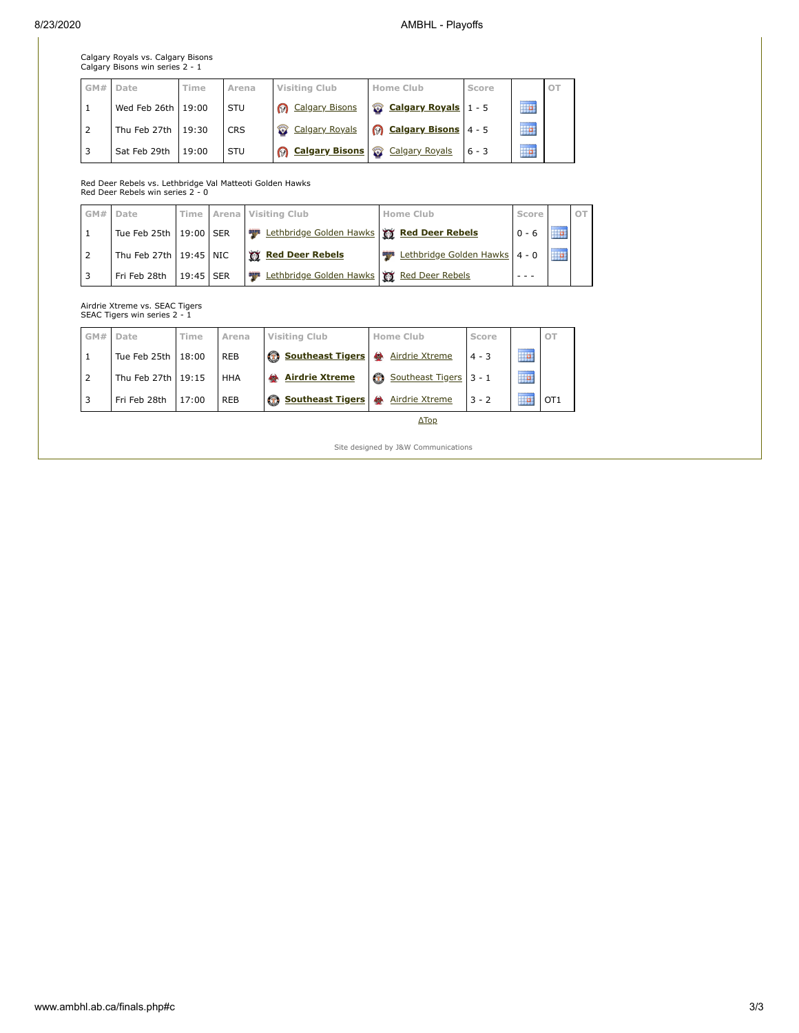Calgary Royals vs. Calgary Bisons
Calgary Bisons win series 2 - 1

| GM# | Date | Time | Arena | Visiting Club | Home Club | Score | | OT |
|---|---|---|---|---|---|---|---|---|
| 1 | Wed Feb 26th | 19:00 | STU | Calgary Bisons | **Calgary Royals** | 1 - 5 | | |
| 2 | Thu Feb 27th | 19:30 | CRS | Calgary Royals | **Calgary Bisons** | 4 - 5 | | |
| 3 | Sat Feb 29th | 19:00 | STU | **Calgary Bisons** | Calgary Royals | 6 - 3 | | |

Red Deer Rebels vs. Lethbridge Val Matteoti Golden Hawks
Red Deer Rebels win series 2 - 0

| GM# | Date | Time | Arena | Visiting Club | Home Club | Score | | OT |
|---|---|---|---|---|---|---|---|---|
| 1 | Tue Feb 25th | 19:00 | SER | Lethbridge Golden Hawks | **Red Deer Rebels** | 0 - 6 | | |
| 2 | Thu Feb 27th | 19:45 | NIC | **Red Deer Rebels** | Lethbridge Golden Hawks | 4 - 0 | | |
| 3 | Fri Feb 28th | 19:45 | SER | Lethbridge Golden Hawks | Red Deer Rebels | - - - | | |

Airdrie Xtreme vs. SEAC Tigers
SEAC Tigers win series 2 - 1

| GM# | Date | Time | Arena | Visiting Club | Home Club | Score | | OT |
|---|---|---|---|---|---|---|---|---|
| 1 | Tue Feb 25th | 18:00 | REB | **Southeast Tigers** | Airdrie Xtreme | 4 - 3 | | |
| 2 | Thu Feb 27th | 19:15 | HHA | **Airdrie Xtreme** | Southeast Tigers | 3 - 1 | | |
| 3 | Fri Feb 28th | 17:00 | REB | **Southeast Tigers** | Airdrie Xtreme | 3 - 2 | | OT1 |

ΔTop

Site designed by J&W Communications